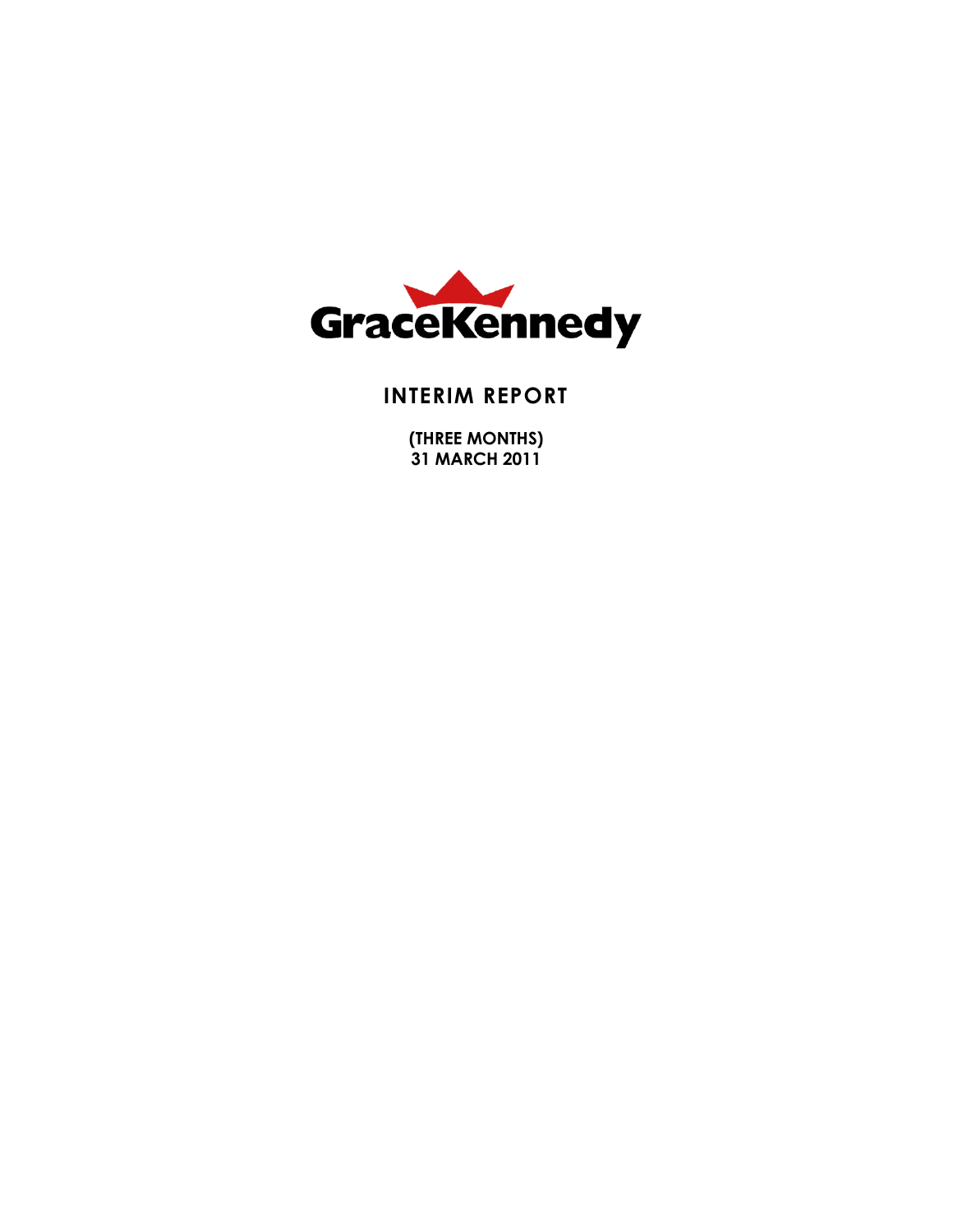GraceKennedy

# INTERIM REPORT

**(THREE MONTHS)**
**31 MARCH 2011**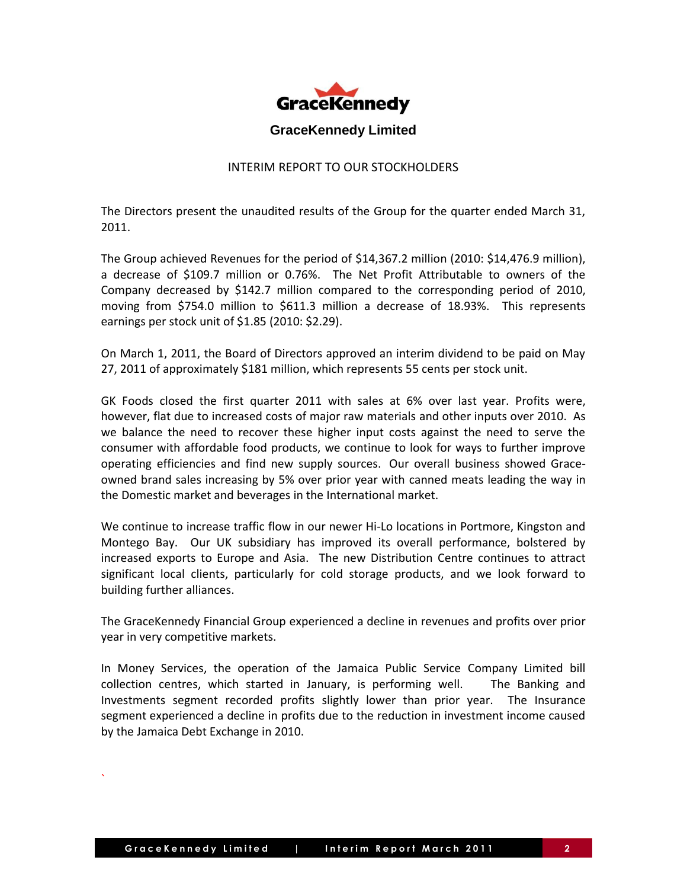# GraceKennedy Limited

INTERIM REPORT TO OUR STOCKHOLDERS

The Directors present the unaudited results of the Group for the quarter ended March 31, 2011.

The Group achieved Revenues for the period of $14,367.2 million (2010: $14,476.9 million), a decrease of $109.7 million or 0.76%. The Net Profit Attributable to owners of the Company decreased by $142.7 million compared to the corresponding period of 2010, moving from $754.0 million to $611.3 million a decrease of 18.93%. This represents earnings per stock unit of $1.85 (2010: $2.29).

On March 1, 2011, the Board of Directors approved an interim dividend to be paid on May 27, 2011 of approximately $181 million, which represents 55 cents per stock unit.

GK Foods closed the first quarter 2011 with sales at 6% over last year. Profits were, however, flat due to increased costs of major raw materials and other inputs over 2010. As we balance the need to recover these higher input costs against the need to serve the consumer with affordable food products, we continue to look for ways to further improve operating efficiencies and find new supply sources. Our overall business showed Grace-owned brand sales increasing by 5% over prior year with canned meats leading the way in the Domestic market and beverages in the International market.

We continue to increase traffic flow in our newer Hi-Lo locations in Portmore, Kingston and Montego Bay. Our UK subsidiary has improved its overall performance, bolstered by increased exports to Europe and Asia. The new Distribution Centre continues to attract significant local clients, particularly for cold storage products, and we look forward to building further alliances.

The GraceKennedy Financial Group experienced a decline in revenues and profits over prior year in very competitive markets.

In Money Services, the operation of the Jamaica Public Service Company Limited bill collection centres, which started in January, is performing well. The Banking and Investments segment recorded profits slightly lower than prior year. The Insurance segment experienced a decline in profits due to the reduction in investment income caused by the Jamaica Debt Exchange in 2010.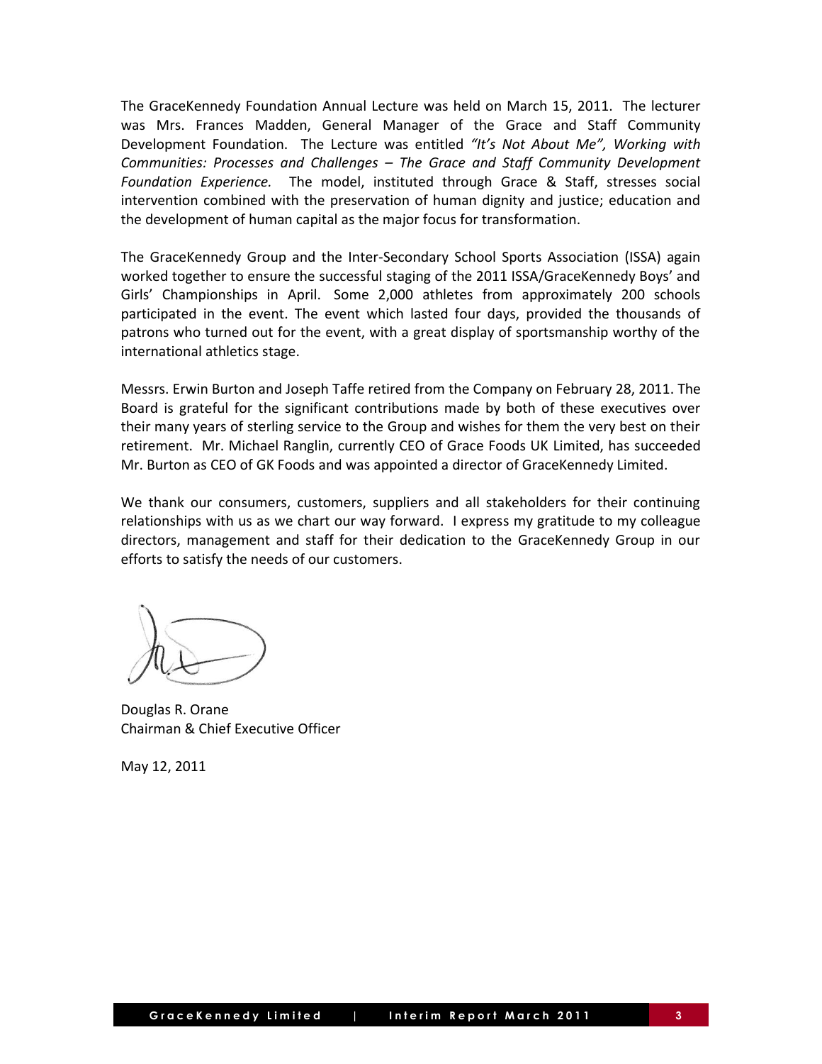The GraceKennedy Foundation Annual Lecture was held on March 15, 2011. The lecturer was Mrs. Frances Madden, General Manager of the Grace and Staff Community Development Foundation. The Lecture was entitled *"It's Not About Me", Working with Communities: Processes and Challenges – The Grace and Staff Community Development Foundation Experience.* The model, instituted through Grace & Staff, stresses social intervention combined with the preservation of human dignity and justice; education and the development of human capital as the major focus for transformation.

The GraceKennedy Group and the Inter-Secondary School Sports Association (ISSA) again worked together to ensure the successful staging of the 2011 ISSA/GraceKennedy Boys' and Girls' Championships in April. Some 2,000 athletes from approximately 200 schools participated in the event. The event which lasted four days, provided the thousands of patrons who turned out for the event, with a great display of sportsmanship worthy of the international athletics stage.

Messrs. Erwin Burton and Joseph Taffe retired from the Company on February 28, 2011. The Board is grateful for the significant contributions made by both of these executives over their many years of sterling service to the Group and wishes for them the very best on their retirement. Mr. Michael Ranglin, currently CEO of Grace Foods UK Limited, has succeeded Mr. Burton as CEO of GK Foods and was appointed a director of GraceKennedy Limited.

We thank our consumers, customers, suppliers and all stakeholders for their continuing relationships with us as we chart our way forward. I express my gratitude to my colleague directors, management and staff for their dedication to the GraceKennedy Group in our efforts to satisfy the needs of our customers.

Douglas R. Orane
Chairman & Chief Executive Officer

May 12, 2011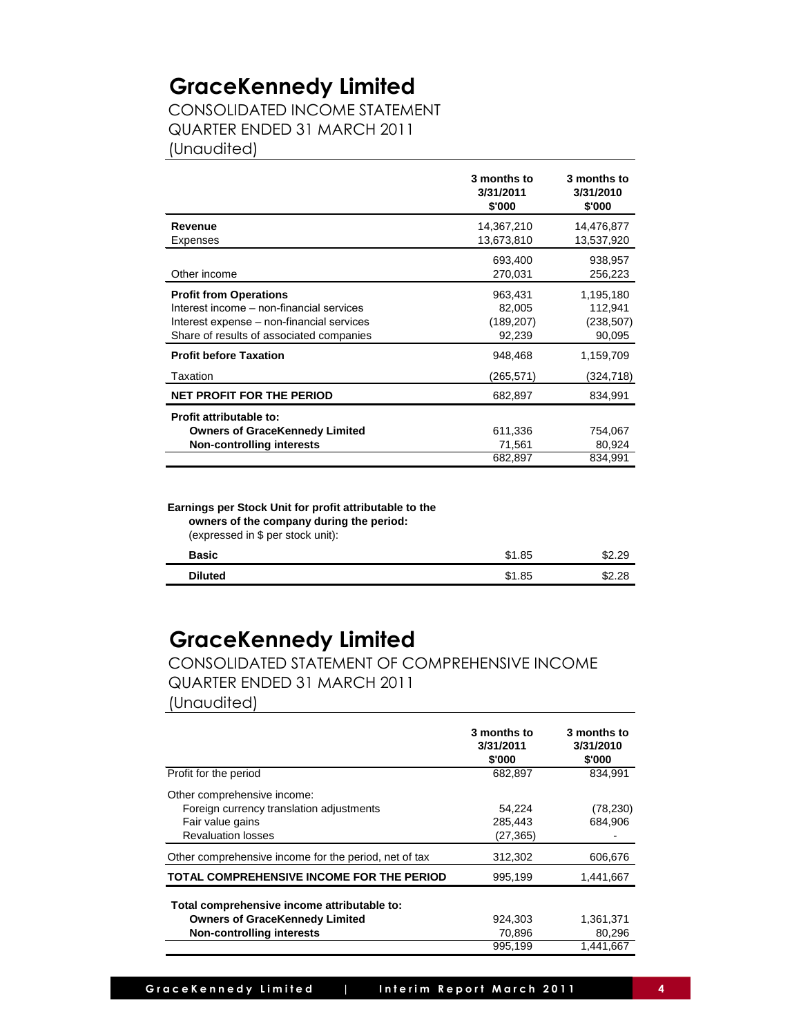# GraceKennedy Limited

CONSOLIDATED INCOME STATEMENT
QUARTER ENDED 31 MARCH 2011
(Unaudited)

| | 3 months to 3/31/2011 $'000 | 3 months to 3/31/2010 $'000 |
|---|---|---|
| **Revenue** | 14,367,210 | 14,476,877 |
| Expenses | 13,673,810 | 13,537,920 |
| | 693,400 | 938,957 |
| Other income | 270,031 | 256,223 |
| **Profit from Operations** | 963,431 | 1,195,180 |
| Interest income – non-financial services | 82,005 | 112,941 |
| Interest expense – non-financial services | (189,207) | (238,507) |
| Share of results of associated companies | 92,239 | 90,095 |
| **Profit before Taxation** | 948,468 | 1,159,709 |
| Taxation | (265,571) | (324,718) |
| **NET PROFIT FOR THE PERIOD** | 682,897 | 834,991 |
| **Profit attributable to:** | | |
| **Owners of GraceKennedy Limited** | 611,336 | 754,067 |
| **Non-controlling interests** | 71,561 | 80,924 |
| | 682,897 | 834,991 |

**Earnings per Stock Unit for profit attributable to the owners of the company during the period:**
(expressed in $ per stock unit):

| | | |
|---|---|---|
| **Basic** | $1.85 | $2.29 |
| **Diluted** | $1.85 | $2.28 |

# GraceKennedy Limited

CONSOLIDATED STATEMENT OF COMPREHENSIVE INCOME
QUARTER ENDED 31 MARCH 2011
(Unaudited)

| | 3 months to 3/31/2011 $'000 | 3 months to 3/31/2010 $'000 |
|---|---|---|
| Profit for the period | 682,897 | 834,991 |
| Other comprehensive income: | | |
| Foreign currency translation adjustments | 54,224 | (78,230) |
| Fair value gains | 285,443 | 684,906 |
| Revaluation losses | (27,365) | - |
| Other comprehensive income for the period, net of tax | 312,302 | 606,676 |
| **TOTAL COMPREHENSIVE INCOME FOR THE PERIOD** | 995,199 | 1,441,667 |
| **Total comprehensive income attributable to:** | | |
| **Owners of GraceKennedy Limited** | 924,303 | 1,361,371 |
| **Non-controlling interests** | 70,896 | 80,296 |
| | 995,199 | 1,441,667 |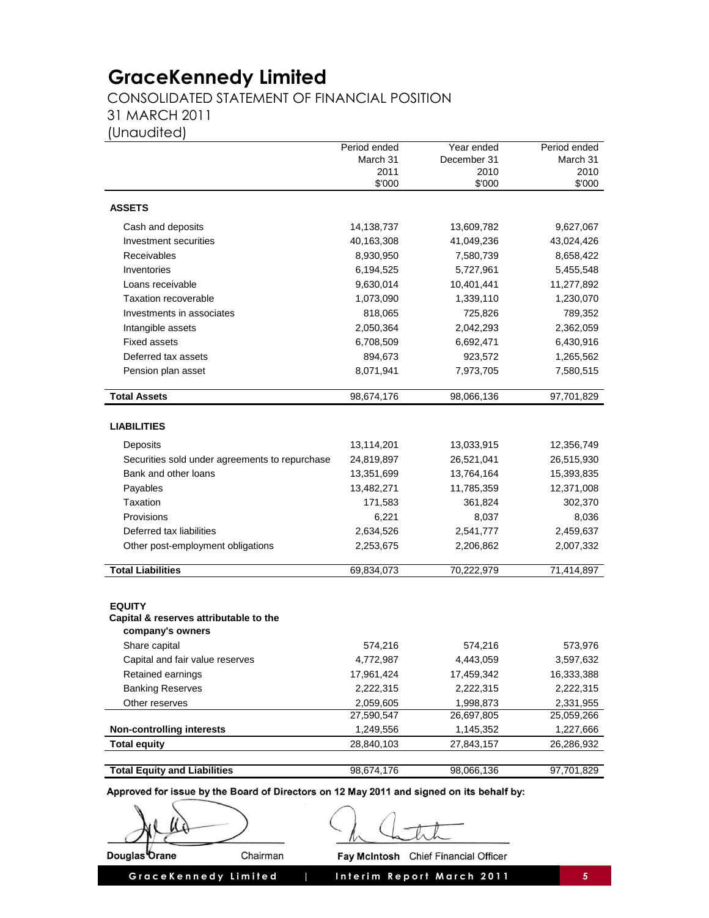# GraceKennedy Limited

CONSOLIDATED STATEMENT OF FINANCIAL POSITION
31 MARCH 2011
(Unaudited)

| | Period ended March 31 2011 $'000 | Year ended December 31 2010 $'000 | Period ended March 31 2010 $'000 |
|---|---|---|---|
| **ASSETS** | | | |
| Cash and deposits | 14,138,737 | 13,609,782 | 9,627,067 |
| Investment securities | 40,163,308 | 41,049,236 | 43,024,426 |
| Receivables | 8,930,950 | 7,580,739 | 8,658,422 |
| Inventories | 6,194,525 | 5,727,961 | 5,455,548 |
| Loans receivable | 9,630,014 | 10,401,441 | 11,277,892 |
| Taxation recoverable | 1,073,090 | 1,339,110 | 1,230,070 |
| Investments in associates | 818,065 | 725,826 | 789,352 |
| Intangible assets | 2,050,364 | 2,042,293 | 2,362,059 |
| Fixed assets | 6,708,509 | 6,692,471 | 6,430,916 |
| Deferred tax assets | 894,673 | 923,572 | 1,265,562 |
| Pension plan asset | 8,071,941 | 7,973,705 | 7,580,515 |
| **Total Assets** | 98,674,176 | 98,066,136 | 97,701,829 |
| **LIABILITIES** | | | |
| Deposits | 13,114,201 | 13,033,915 | 12,356,749 |
| Securities sold under agreements to repurchase | 24,819,897 | 26,521,041 | 26,515,930 |
| Bank and other loans | 13,351,699 | 13,764,164 | 15,393,835 |
| Payables | 13,482,271 | 11,785,359 | 12,371,008 |
| Taxation | 171,583 | 361,824 | 302,370 |
| Provisions | 6,221 | 8,037 | 8,036 |
| Deferred tax liabilities | 2,634,526 | 2,541,777 | 2,459,637 |
| Other post-employment obligations | 2,253,675 | 2,206,862 | 2,007,332 |
| **Total Liabilities** | 69,834,073 | 70,222,979 | 71,414,897 |
| **EQUITY** | | | |
| **Capital & reserves attributable to the company's owners** | | | |
| Share capital | 574,216 | 574,216 | 573,976 |
| Capital and fair value reserves | 4,772,987 | 4,443,059 | 3,597,632 |
| Retained earnings | 17,961,424 | 17,459,342 | 16,333,388 |
| Banking Reserves | 2,222,315 | 2,222,315 | 2,222,315 |
| Other reserves | 2,059,605 | 1,998,873 | 2,331,955 |
| | 27,590,547 | 26,697,805 | 25,059,266 |
| **Non-controlling interests** | 1,249,556 | 1,145,352 | 1,227,666 |
| **Total equity** | 28,840,103 | 27,843,157 | 26,286,932 |
| **Total Equity and Liabilities** | 98,674,176 | 98,066,136 | 97,701,829 |

**Approved for issue by the Board of Directors on 12 May 2011 and signed on its behalf by:**

**Douglas Orane** Chairman

**Fay McIntosh** Chief Financial Officer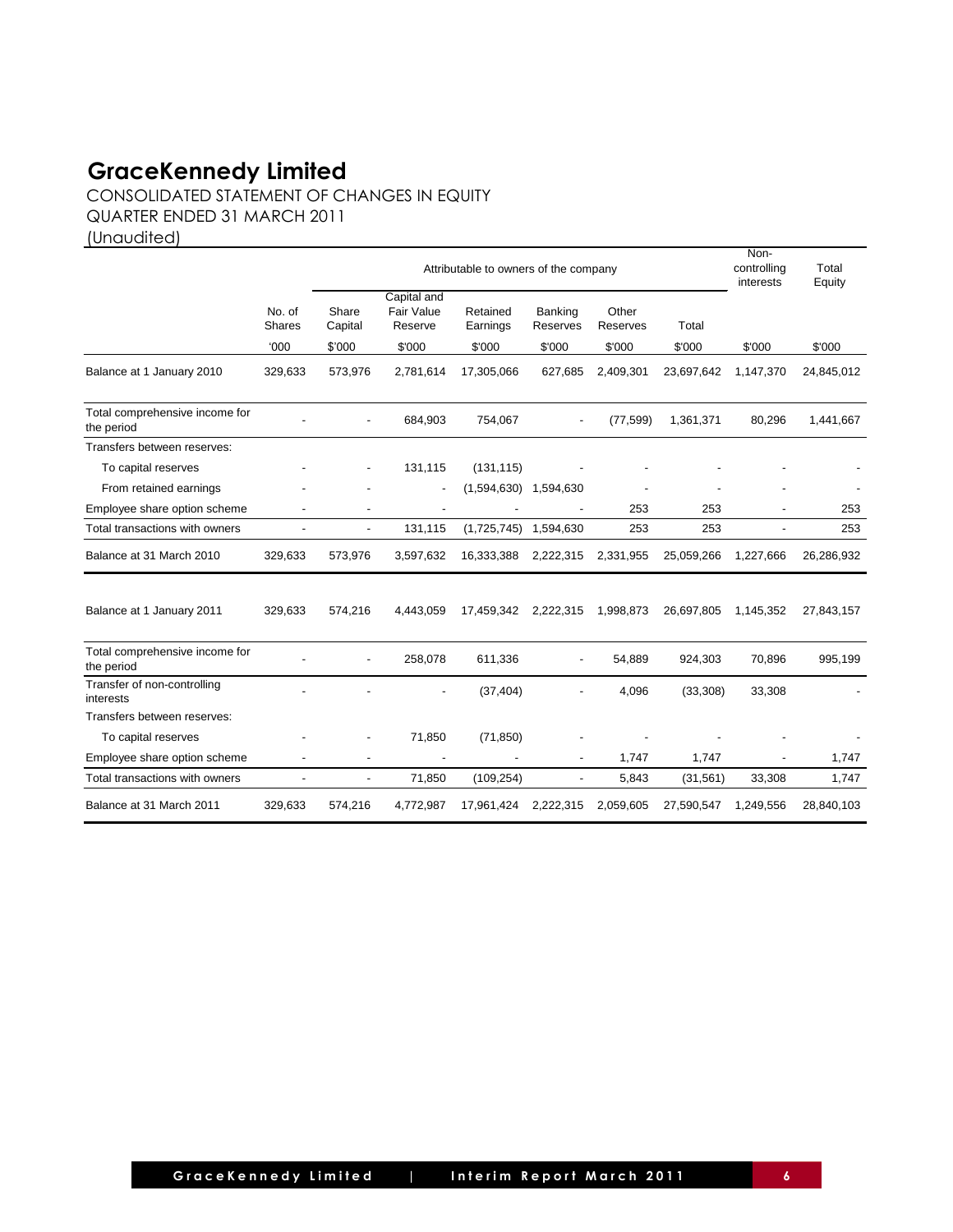# GraceKennedy Limited

CONSOLIDATED STATEMENT OF CHANGES IN EQUITY
QUARTER ENDED 31 MARCH 2011
(Unaudited)

| | | Attributable to owners of the company | | | | | | Non-controlling interests | Total Equity |
|---|---|---|---|---|---|---|---|---|---|
| | No. of Shares | Share Capital | Capital and Fair Value Reserve | Retained Earnings | Banking Reserves | Other Reserves | Total | | |
| | '000 | $'000 | $'000 | $'000 | $'000 | $'000 | $'000 | $'000 | $'000 |
| Balance at 1 January 2010 | 329,633 | 573,976 | 2,781,614 | 17,305,066 | 627,685 | 2,409,301 | 23,697,642 | 1,147,370 | 24,845,012 |
| Total comprehensive income for the period | - | - | 684,903 | 754,067 | - | (77,599) | 1,361,371 | 80,296 | 1,441,667 |
| Transfers between reserves: | | | | | | | | | |
| To capital reserves | - | - | 131,115 | (131,115) | - | - | - | - | - |
| From retained earnings | - | - | - | (1,594,630) | 1,594,630 | - | - | - | - |
| Employee share option scheme | - | - | - | - | - | 253 | 253 | - | 253 |
| Total transactions with owners | - | - | 131,115 | (1,725,745) | 1,594,630 | 253 | 253 | - | 253 |
| Balance at 31 March 2010 | 329,633 | 573,976 | 3,597,632 | 16,333,388 | 2,222,315 | 2,331,955 | 25,059,266 | 1,227,666 | 26,286,932 |
| Balance at 1 January 2011 | 329,633 | 574,216 | 4,443,059 | 17,459,342 | 2,222,315 | 1,998,873 | 26,697,805 | 1,145,352 | 27,843,157 |
| Total comprehensive income for the period | - | - | 258,078 | 611,336 | - | 54,889 | 924,303 | 70,896 | 995,199 |
| Transfer of non-controlling interests | - | - | - | (37,404) | - | 4,096 | (33,308) | 33,308 | - |
| Transfers between reserves: | | | | | | | | | |
| To capital reserves | - | - | 71,850 | (71,850) | - | - | - | - | - |
| Employee share option scheme | - | - | - | - | - | 1,747 | 1,747 | - | 1,747 |
| Total transactions with owners | - | - | 71,850 | (109,254) | - | 5,843 | (31,561) | 33,308 | 1,747 |
| Balance at 31 March 2011 | 329,633 | 574,216 | 4,772,987 | 17,961,424 | 2,222,315 | 2,059,605 | 27,590,547 | 1,249,556 | 28,840,103 |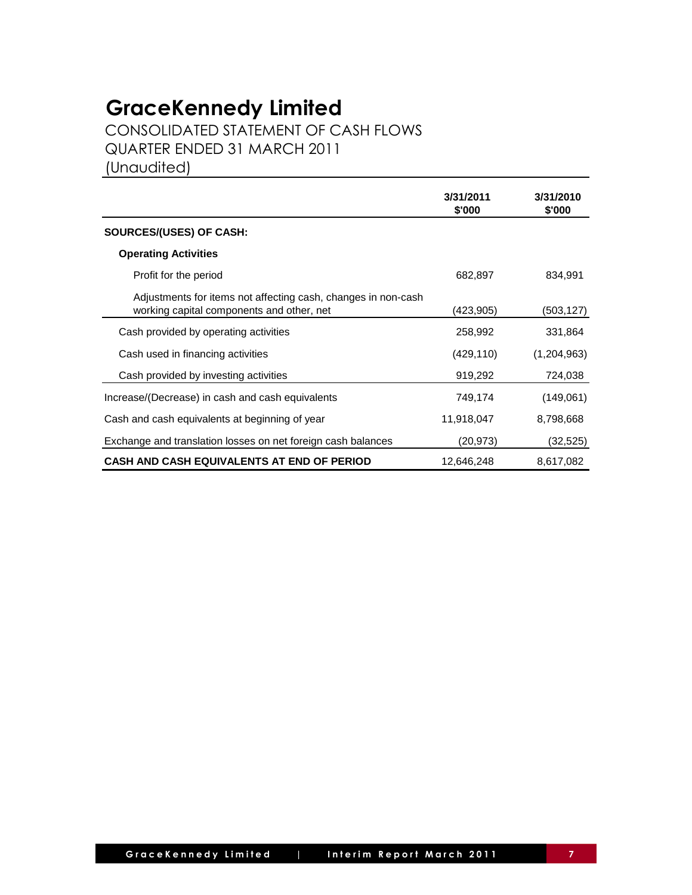# GraceKennedy Limited

CONSOLIDATED STATEMENT OF CASH FLOWS
QUARTER ENDED 31 MARCH 2011
(Unaudited)

| | 3/31/2011 $'000 | 3/31/2010 $'000 |
|---|---|---|
| **SOURCES/(USES) OF CASH:** | | |
| **Operating Activities** | | |
| Profit for the period | 682,897 | 834,991 |
| Adjustments for items not affecting cash, changes in non-cash working capital components and other, net | (423,905) | (503,127) |
| Cash provided by operating activities | 258,992 | 331,864 |
| Cash used in financing activities | (429,110) | (1,204,963) |
| Cash provided by investing activities | 919,292 | 724,038 |
| Increase/(Decrease) in cash and cash equivalents | 749,174 | (149,061) |
| Cash and cash equivalents at beginning of year | 11,918,047 | 8,798,668 |
| Exchange and translation losses on net foreign cash balances | (20,973) | (32,525) |
| **CASH AND CASH EQUIVALENTS AT END OF PERIOD** | 12,646,248 | 8,617,082 |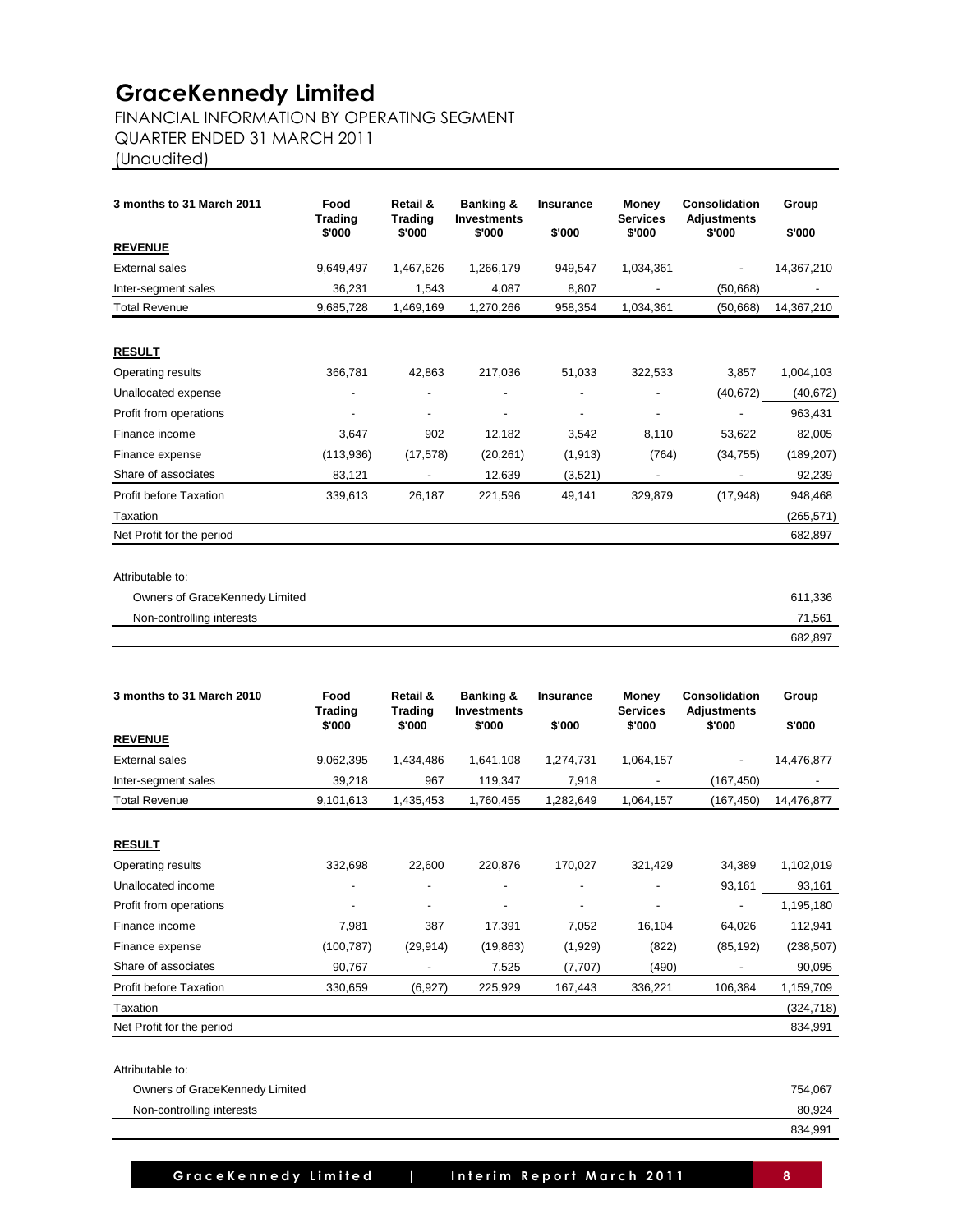# GraceKennedy Limited

FINANCIAL INFORMATION BY OPERATING SEGMENT
QUARTER ENDED 31 MARCH 2011
(Unaudited)

| 3 months to 31 March 2011 | Food Trading $'000 | Retail & Trading $'000 | Banking & Investments $'000 | Insurance $'000 | Money Services $'000 | Consolidation Adjustments $'000 | Group $'000 |
|---|---|---|---|---|---|---|---|
| **REVENUE** | | | | | | | |
| External sales | 9,649,497 | 1,467,626 | 1,266,179 | 949,547 | 1,034,361 | - | 14,367,210 |
| Inter-segment sales | 36,231 | 1,543 | 4,087 | 8,807 | - | (50,668) | - |
| Total Revenue | 9,685,728 | 1,469,169 | 1,270,266 | 958,354 | 1,034,361 | (50,668) | 14,367,210 |
| **RESULT** | | | | | | | |
| Operating results | 366,781 | 42,863 | 217,036 | 51,033 | 322,533 | 3,857 | 1,004,103 |
| Unallocated expense | - | - | - | - | - | (40,672) | (40,672) |
| Profit from operations | - | - | - | - | - | - | 963,431 |
| Finance income | 3,647 | 902 | 12,182 | 3,542 | 8,110 | 53,622 | 82,005 |
| Finance expense | (113,936) | (17,578) | (20,261) | (1,913) | (764) | (34,755) | (189,207) |
| Share of associates | 83,121 | - | 12,639 | (3,521) | - | - | 92,239 |
| Profit before Taxation | 339,613 | 26,187 | 221,596 | 49,141 | 329,879 | (17,948) | 948,468 |
| Taxation | | | | | | | (265,571) |
| Net Profit for the period | | | | | | | 682,897 |
| Attributable to: | | | | | | | |
| Owners of GraceKennedy Limited | | | | | | | 611,336 |
| Non-controlling interests | | | | | | | 71,561 |
| | | | | | | | 682,897 |

| 3 months to 31 March 2010 | Food Trading $'000 | Retail & Trading $'000 | Banking & Investments $'000 | Insurance $'000 | Money Services $'000 | Consolidation Adjustments $'000 | Group $'000 |
|---|---|---|---|---|---|---|---|
| **REVENUE** | | | | | | | |
| External sales | 9,062,395 | 1,434,486 | 1,641,108 | 1,274,731 | 1,064,157 | - | 14,476,877 |
| Inter-segment sales | 39,218 | 967 | 119,347 | 7,918 | - | (167,450) | - |
| Total Revenue | 9,101,613 | 1,435,453 | 1,760,455 | 1,282,649 | 1,064,157 | (167,450) | 14,476,877 |
| **RESULT** | | | | | | | |
| Operating results | 332,698 | 22,600 | 220,876 | 170,027 | 321,429 | 34,389 | 1,102,019 |
| Unallocated income | - | - | - | - | - | 93,161 | 93,161 |
| Profit from operations | - | - | - | - | - | - | 1,195,180 |
| Finance income | 7,981 | 387 | 17,391 | 7,052 | 16,104 | 64,026 | 112,941 |
| Finance expense | (100,787) | (29,914) | (19,863) | (1,929) | (822) | (85,192) | (238,507) |
| Share of associates | 90,767 | - | 7,525 | (7,707) | (490) | - | 90,095 |
| Profit before Taxation | 330,659 | (6,927) | 225,929 | 167,443 | 336,221 | 106,384 | 1,159,709 |
| Taxation | | | | | | | (324,718) |
| Net Profit for the period | | | | | | | 834,991 |
| Attributable to: | | | | | | | |
| Owners of GraceKennedy Limited | | | | | | | 754,067 |
| Non-controlling interests | | | | | | | 80,924 |
| | | | | | | | 834,991 |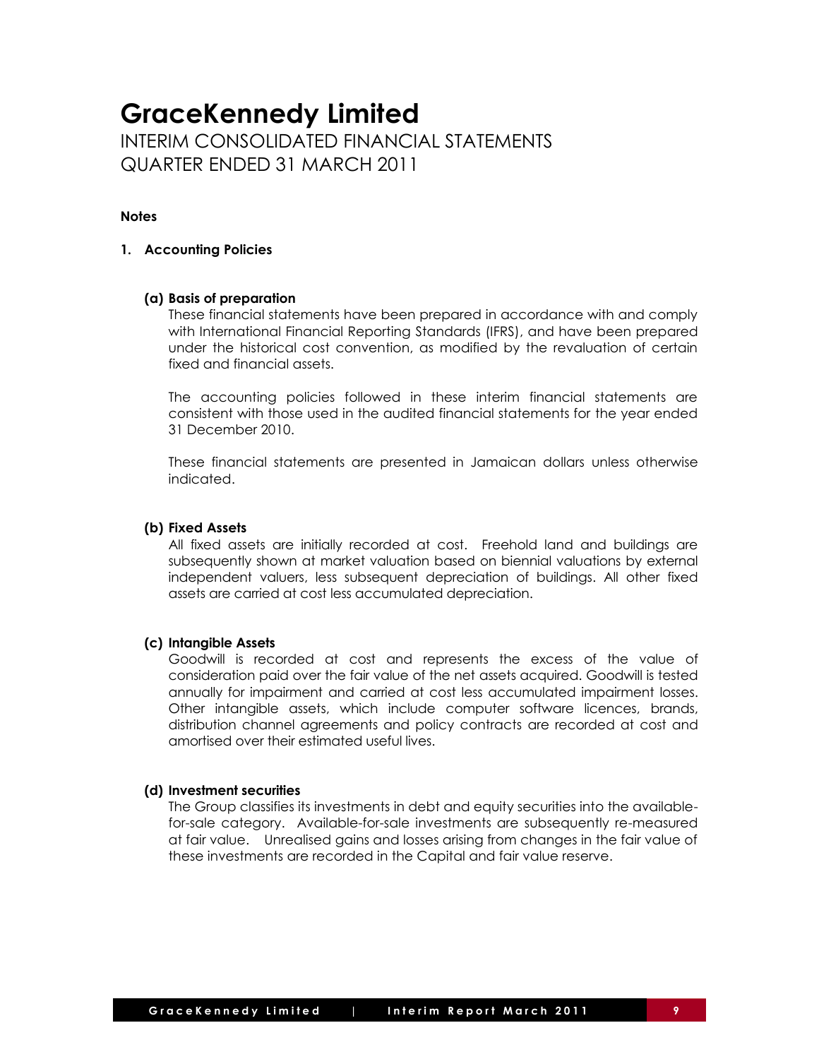# GraceKennedy Limited

INTERIM CONSOLIDATED FINANCIAL STATEMENTS
QUARTER ENDED 31 MARCH 2011

**Notes**

## 1. Accounting Policies

### (a) Basis of preparation

These financial statements have been prepared in accordance with and comply with International Financial Reporting Standards (IFRS), and have been prepared under the historical cost convention, as modified by the revaluation of certain fixed and financial assets.

The accounting policies followed in these interim financial statements are consistent with those used in the audited financial statements for the year ended 31 December 2010.

These financial statements are presented in Jamaican dollars unless otherwise indicated.

### (b) Fixed Assets

All fixed assets are initially recorded at cost. Freehold land and buildings are subsequently shown at market valuation based on biennial valuations by external independent valuers, less subsequent depreciation of buildings. All other fixed assets are carried at cost less accumulated depreciation.

### (c) Intangible Assets

Goodwill is recorded at cost and represents the excess of the value of consideration paid over the fair value of the net assets acquired. Goodwill is tested annually for impairment and carried at cost less accumulated impairment losses. Other intangible assets, which include computer software licences, brands, distribution channel agreements and policy contracts are recorded at cost and amortised over their estimated useful lives.

### (d) Investment securities

The Group classifies its investments in debt and equity securities into the available-for-sale category. Available-for-sale investments are subsequently re-measured at fair value. Unrealised gains and losses arising from changes in the fair value of these investments are recorded in the Capital and fair value reserve.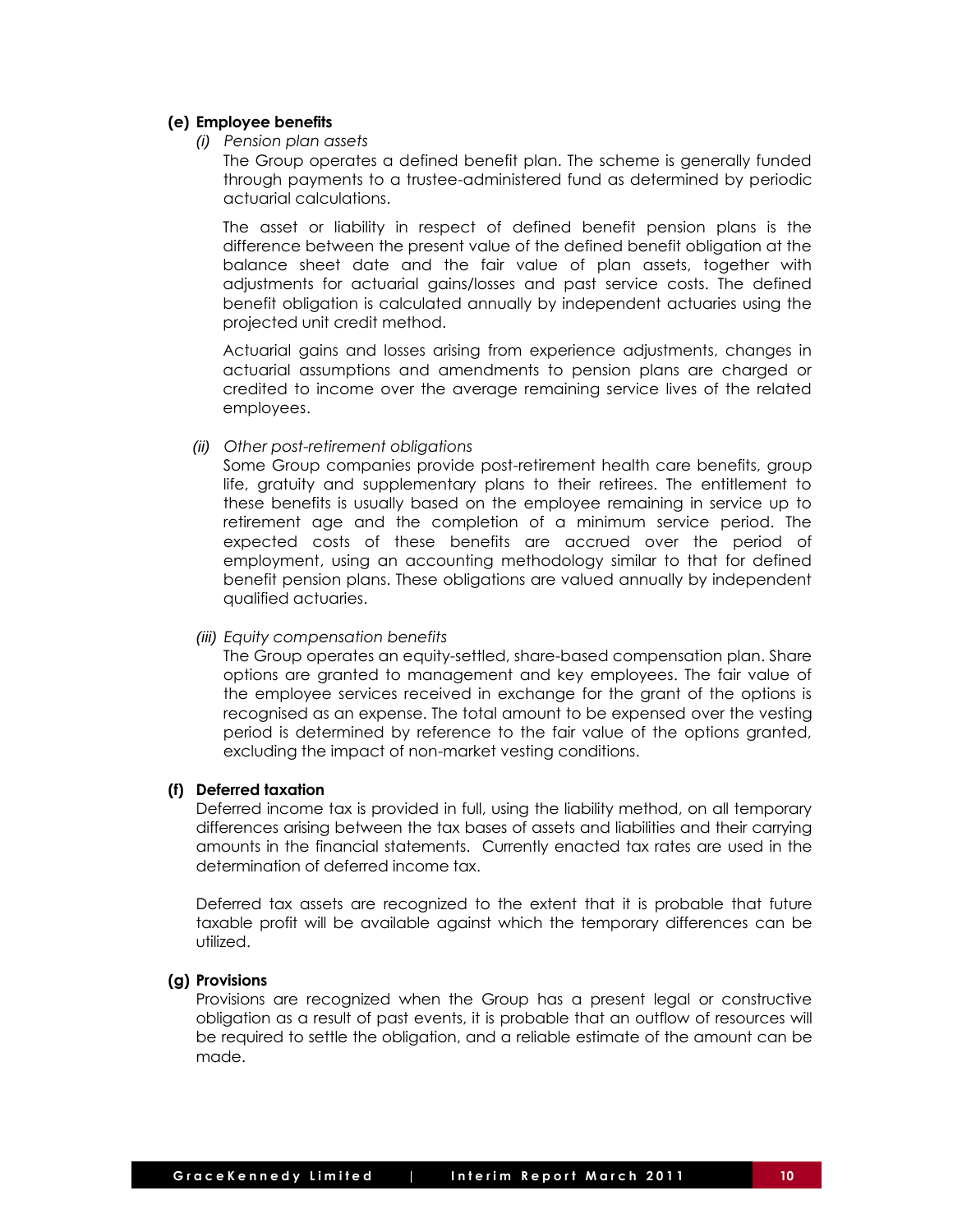**(e) Employee benefits**

*(i) Pension plan assets*

The Group operates a defined benefit plan. The scheme is generally funded through payments to a trustee-administered fund as determined by periodic actuarial calculations.

The asset or liability in respect of defined benefit pension plans is the difference between the present value of the defined benefit obligation at the balance sheet date and the fair value of plan assets, together with adjustments for actuarial gains/losses and past service costs. The defined benefit obligation is calculated annually by independent actuaries using the projected unit credit method.

Actuarial gains and losses arising from experience adjustments, changes in actuarial assumptions and amendments to pension plans are charged or credited to income over the average remaining service lives of the related employees.

*(ii) Other post-retirement obligations*

Some Group companies provide post-retirement health care benefits, group life, gratuity and supplementary plans to their retirees. The entitlement to these benefits is usually based on the employee remaining in service up to retirement age and the completion of a minimum service period. The expected costs of these benefits are accrued over the period of employment, using an accounting methodology similar to that for defined benefit pension plans. These obligations are valued annually by independent qualified actuaries.

*(iii) Equity compensation benefits*

The Group operates an equity-settled, share-based compensation plan. Share options are granted to management and key employees. The fair value of the employee services received in exchange for the grant of the options is recognised as an expense. The total amount to be expensed over the vesting period is determined by reference to the fair value of the options granted, excluding the impact of non-market vesting conditions.

**(f) Deferred taxation**

Deferred income tax is provided in full, using the liability method, on all temporary differences arising between the tax bases of assets and liabilities and their carrying amounts in the financial statements. Currently enacted tax rates are used in the determination of deferred income tax.

Deferred tax assets are recognized to the extent that it is probable that future taxable profit will be available against which the temporary differences can be utilized.

**(g) Provisions**

Provisions are recognized when the Group has a present legal or constructive obligation as a result of past events, it is probable that an outflow of resources will be required to settle the obligation, and a reliable estimate of the amount can be made.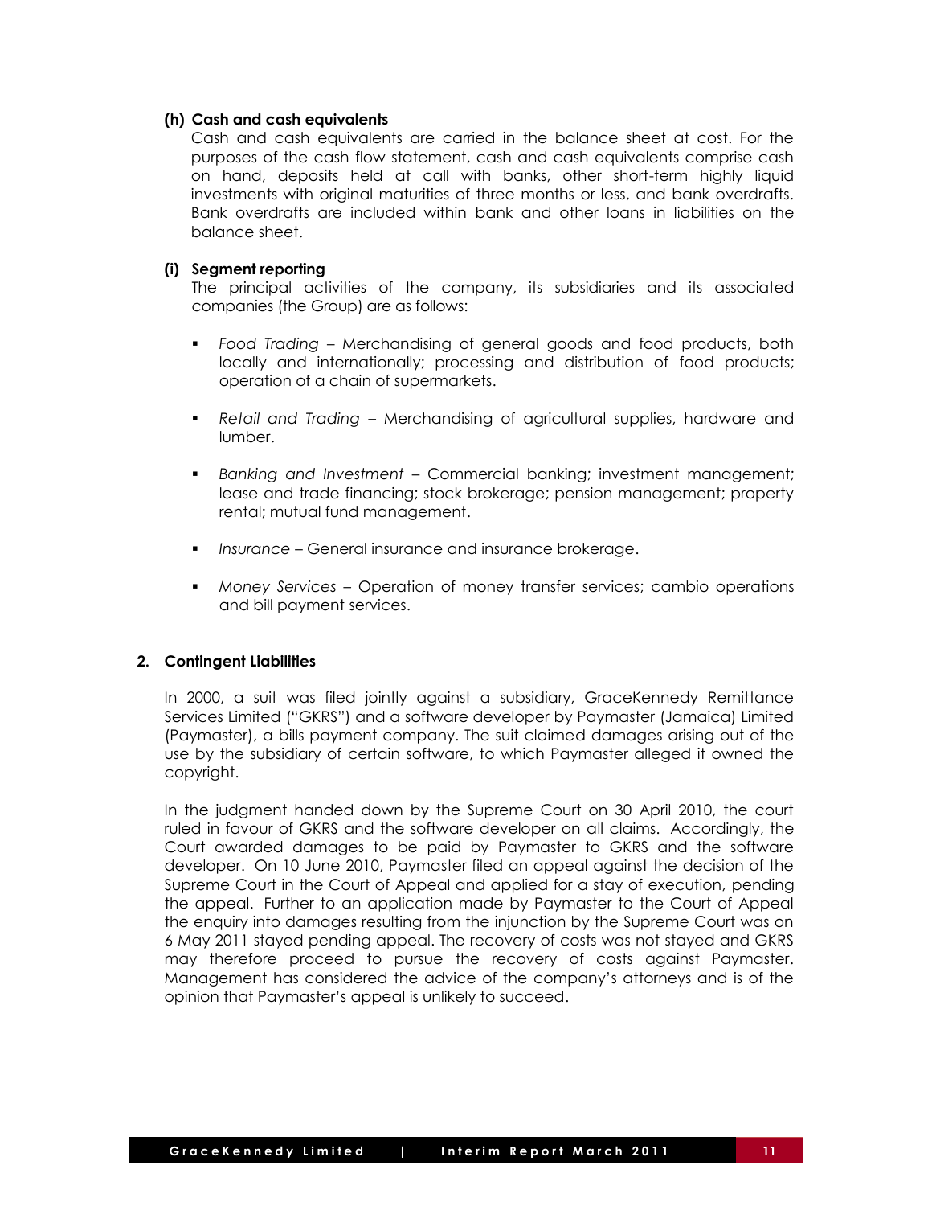**(h) Cash and cash equivalents**

Cash and cash equivalents are carried in the balance sheet at cost. For the purposes of the cash flow statement, cash and cash equivalents comprise cash on hand, deposits held at call with banks, other short-term highly liquid investments with original maturities of three months or less, and bank overdrafts. Bank overdrafts are included within bank and other loans in liabilities on the balance sheet.

**(i) Segment reporting**

The principal activities of the company, its subsidiaries and its associated companies (the Group) are as follows:

- *Food Trading* – Merchandising of general goods and food products, both locally and internationally; processing and distribution of food products; operation of a chain of supermarkets.
- *Retail and Trading* – Merchandising of agricultural supplies, hardware and lumber.
- *Banking and Investment* – Commercial banking; investment management; lease and trade financing; stock brokerage; pension management; property rental; mutual fund management.
- *Insurance* – General insurance and insurance brokerage.
- *Money Services* – Operation of money transfer services; cambio operations and bill payment services.

## 2. Contingent Liabilities

In 2000, a suit was filed jointly against a subsidiary, GraceKennedy Remittance Services Limited ("GKRS") and a software developer by Paymaster (Jamaica) Limited (Paymaster), a bills payment company. The suit claimed damages arising out of the use by the subsidiary of certain software, to which Paymaster alleged it owned the copyright.

In the judgment handed down by the Supreme Court on 30 April 2010, the court ruled in favour of GKRS and the software developer on all claims. Accordingly, the Court awarded damages to be paid by Paymaster to GKRS and the software developer. On 10 June 2010, Paymaster filed an appeal against the decision of the Supreme Court in the Court of Appeal and applied for a stay of execution, pending the appeal. Further to an application made by Paymaster to the Court of Appeal the enquiry into damages resulting from the injunction by the Supreme Court was on 6 May 2011 stayed pending appeal. The recovery of costs was not stayed and GKRS may therefore proceed to pursue the recovery of costs against Paymaster. Management has considered the advice of the company's attorneys and is of the opinion that Paymaster's appeal is unlikely to succeed.